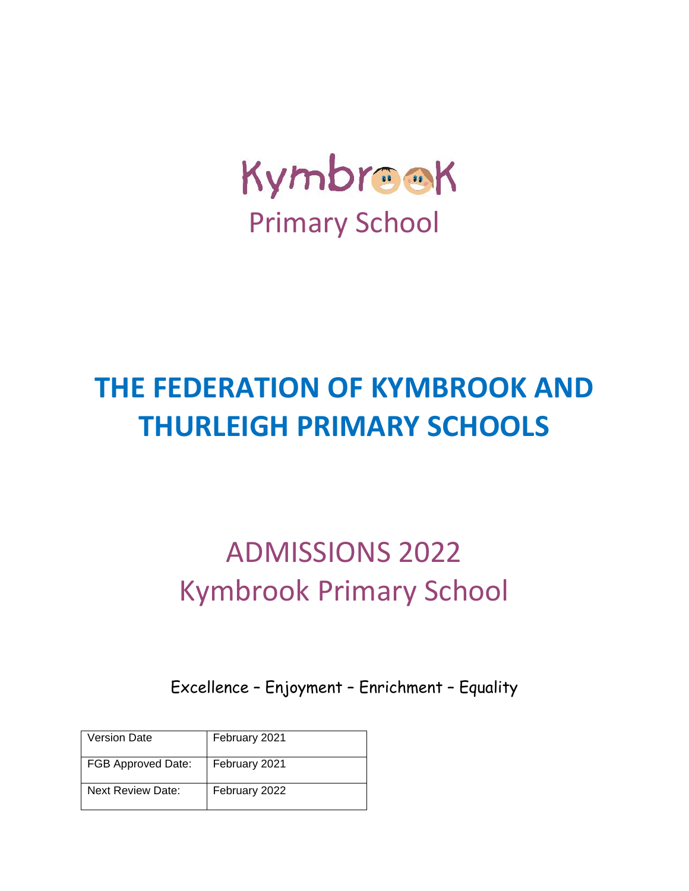Kymbrook

Primary School

# THE FEDERATION OF KYMBROOK AND THURLEIGH PRIMARY SCHOOLS

## ADMISSIONS 2022
## Kymbrook Primary School

Excellence – Enjoyment – Enrichment – Equality

| Version Date | February 2021 |
|---|---|
| FGB Approved Date: | February 2021 |
| Next Review Date: | February 2022 |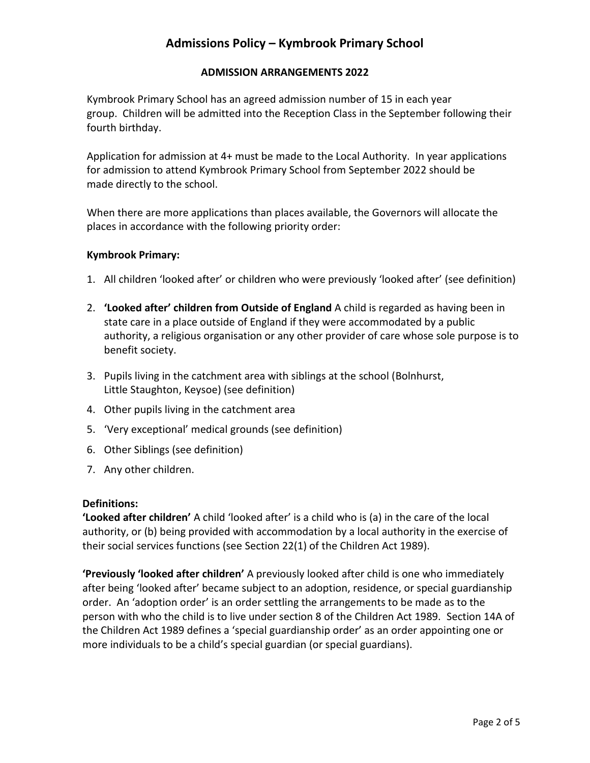# Admissions Policy – Kymbrook Primary School

## ADMISSION ARRANGEMENTS 2022

Kymbrook Primary School has an agreed admission number of 15 in each year group. Children will be admitted into the Reception Class in the September following their fourth birthday.

Application for admission at 4+ must be made to the Local Authority. In year applications for admission to attend Kymbrook Primary School from September 2022 should be made directly to the school.

When there are more applications than places available, the Governors will allocate the places in accordance with the following priority order:

**Kymbrook Primary:**

1. All children 'looked after' or children who were previously 'looked after' (see definition)
2. **'Looked after' children from Outside of England** A child is regarded as having been in state care in a place outside of England if they were accommodated by a public authority, a religious organisation or any other provider of care whose sole purpose is to benefit society.
3. Pupils living in the catchment area with siblings at the school (Bolnhurst, Little Staughton, Keysoe) (see definition)
4. Other pupils living in the catchment area
5. 'Very exceptional' medical grounds (see definition)
6. Other Siblings (see definition)
7. Any other children.

**Definitions:**

**'Looked after children'** A child 'looked after' is a child who is (a) in the care of the local authority, or (b) being provided with accommodation by a local authority in the exercise of their social services functions (see Section 22(1) of the Children Act 1989).

**'Previously 'looked after children'** A previously looked after child is one who immediately after being 'looked after' became subject to an adoption, residence, or special guardianship order. An 'adoption order' is an order settling the arrangements to be made as to the person with who the child is to live under section 8 of the Children Act 1989. Section 14A of the Children Act 1989 defines a 'special guardianship order' as an order appointing one or more individuals to be a child's special guardian (or special guardians).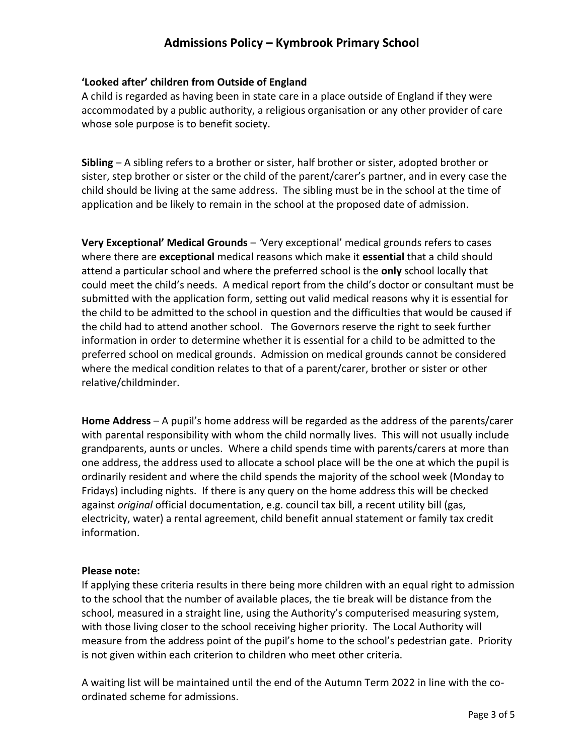**'Looked after' children from Outside of England**

A child is regarded as having been in state care in a place outside of England if they were accommodated by a public authority, a religious organisation or any other provider of care whose sole purpose is to benefit society.

**Sibling** – A sibling refers to a brother or sister, half brother or sister, adopted brother or sister, step brother or sister or the child of the parent/carer's partner, and in every case the child should be living at the same address. The sibling must be in the school at the time of application and be likely to remain in the school at the proposed date of admission.

**Very Exceptional' Medical Grounds** – 'Very exceptional' medical grounds refers to cases where there are **exceptional** medical reasons which make it **essential** that a child should attend a particular school and where the preferred school is the **only** school locally that could meet the child's needs. A medical report from the child's doctor or consultant must be submitted with the application form, setting out valid medical reasons why it is essential for the child to be admitted to the school in question and the difficulties that would be caused if the child had to attend another school. The Governors reserve the right to seek further information in order to determine whether it is essential for a child to be admitted to the preferred school on medical grounds. Admission on medical grounds cannot be considered where the medical condition relates to that of a parent/carer, brother or sister or other relative/childminder.

**Home Address** – A pupil's home address will be regarded as the address of the parents/carer with parental responsibility with whom the child normally lives. This will not usually include grandparents, aunts or uncles. Where a child spends time with parents/carers at more than one address, the address used to allocate a school place will be the one at which the pupil is ordinarily resident and where the child spends the majority of the school week (Monday to Fridays) including nights. If there is any query on the home address this will be checked against *original* official documentation, e.g. council tax bill, a recent utility bill (gas, electricity, water) a rental agreement, child benefit annual statement or family tax credit information.

**Please note:**

If applying these criteria results in there being more children with an equal right to admission to the school that the number of available places, the tie break will be distance from the school, measured in a straight line, using the Authority's computerised measuring system, with those living closer to the school receiving higher priority. The Local Authority will measure from the address point of the pupil's home to the school's pedestrian gate. Priority is not given within each criterion to children who meet other criteria.

A waiting list will be maintained until the end of the Autumn Term 2022 in line with the co-ordinated scheme for admissions.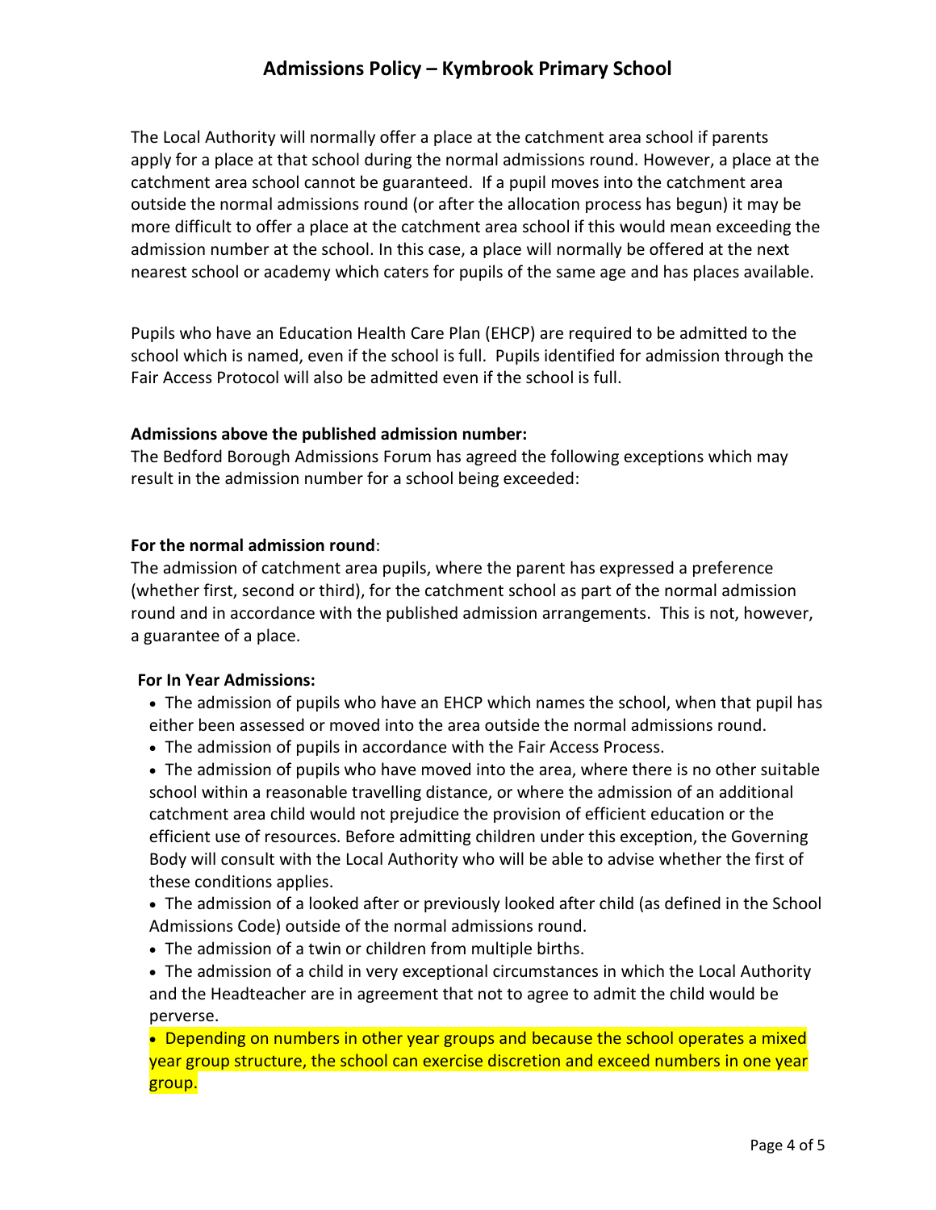The Local Authority will normally offer a place at the catchment area school if parents apply for a place at that school during the normal admissions round. However, a place at the catchment area school cannot be guaranteed. If a pupil moves into the catchment area outside the normal admissions round (or after the allocation process has begun) it may be more difficult to offer a place at the catchment area school if this would mean exceeding the admission number at the school. In this case, a place will normally be offered at the next nearest school or academy which caters for pupils of the same age and has places available.

Pupils who have an Education Health Care Plan (EHCP) are required to be admitted to the school which is named, even if the school is full. Pupils identified for admission through the Fair Access Protocol will also be admitted even if the school is full.

**Admissions above the published admission number:**
The Bedford Borough Admissions Forum has agreed the following exceptions which may result in the admission number for a school being exceeded:

**For the normal admission round**:
The admission of catchment area pupils, where the parent has expressed a preference (whether first, second or third), for the catchment school as part of the normal admission round and in accordance with the published admission arrangements. This is not, however, a guarantee of a place.

**For In Year Admissions:**

- The admission of pupils who have an EHCP which names the school, when that pupil has either been assessed or moved into the area outside the normal admissions round.
- The admission of pupils in accordance with the Fair Access Process.
- The admission of pupils who have moved into the area, where there is no other suitable school within a reasonable travelling distance, or where the admission of an additional catchment area child would not prejudice the provision of efficient education or the efficient use of resources. Before admitting children under this exception, the Governing Body will consult with the Local Authority who will be able to advise whether the first of these conditions applies.
- The admission of a looked after or previously looked after child (as defined in the School Admissions Code) outside of the normal admissions round.
- The admission of a twin or children from multiple births.
- The admission of a child in very exceptional circumstances in which the Local Authority and the Headteacher are in agreement that not to agree to admit the child would be perverse.
- Depending on numbers in other year groups and because the school operates a mixed year group structure, the school can exercise discretion and exceed numbers in one year group.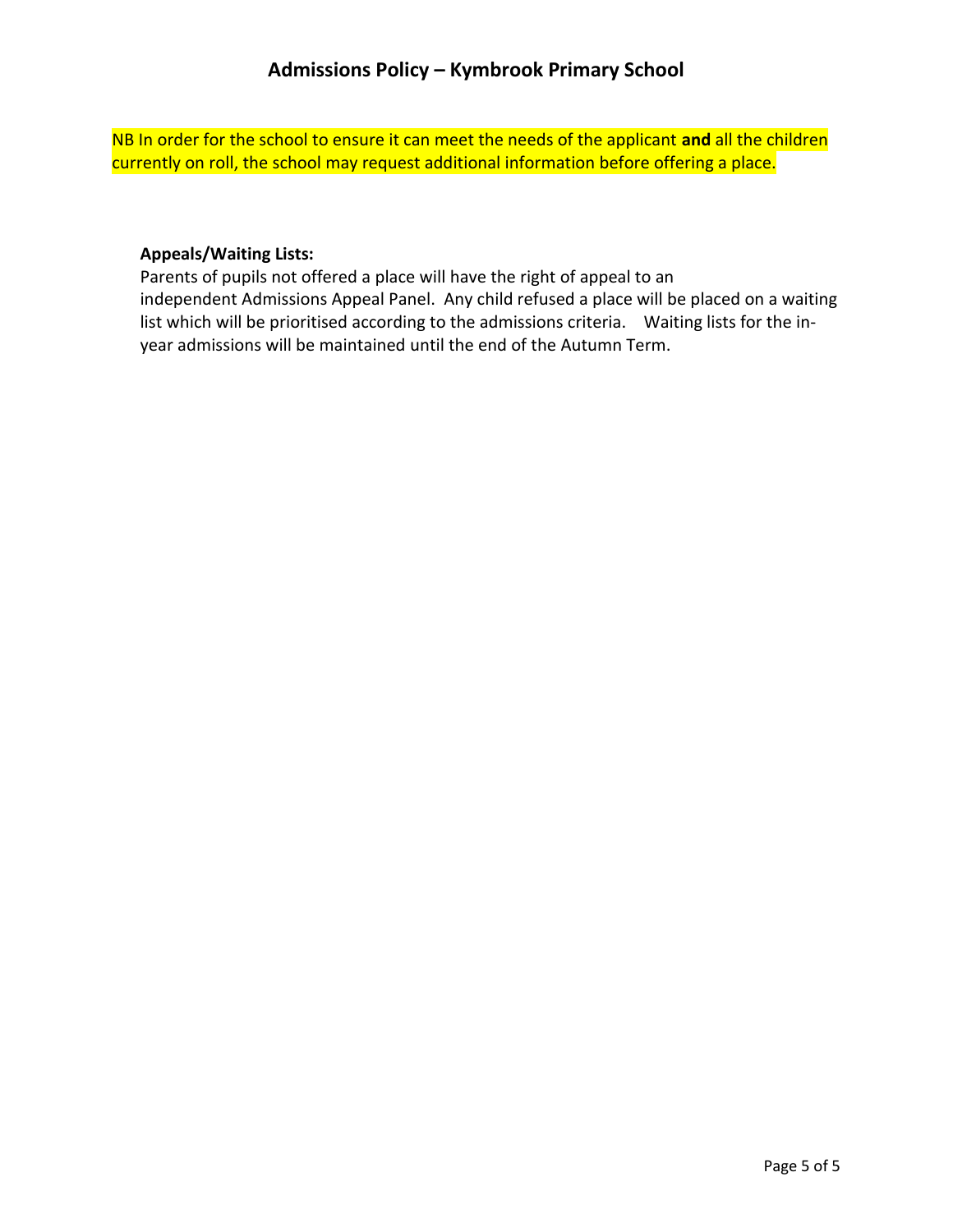NB In order for the school to ensure it can meet the needs of the applicant **and** all the children currently on roll, the school may request additional information before offering a place.

**Appeals/Waiting Lists:**

Parents of pupils not offered a place will have the right of appeal to an independent Admissions Appeal Panel. Any child refused a place will be placed on a waiting list which will be prioritised according to the admissions criteria. Waiting lists for the in-year admissions will be maintained until the end of the Autumn Term.